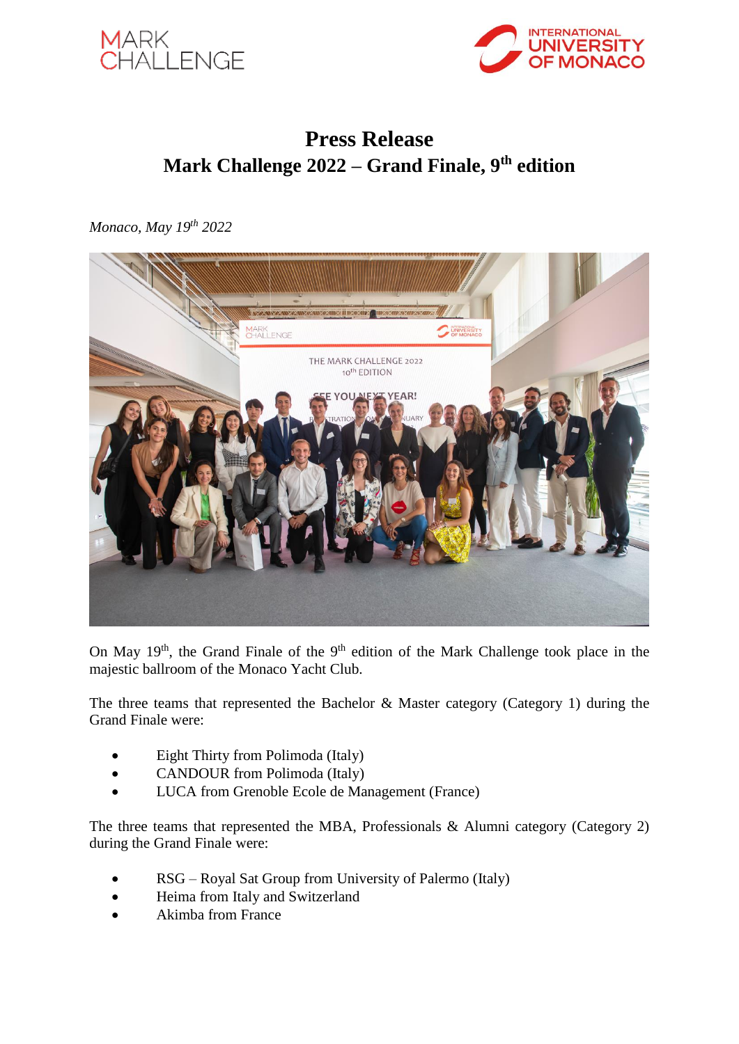MARK CHALLENGE

INTERNATIONAL UNIVERSITY OF MONACO

# Press Release

## Mark Challenge 2022 – Grand Finale, 9th edition

*Monaco, May 19th 2022*

On May 19th, the Grand Finale of the 9th edition of the Mark Challenge took place in the majestic ballroom of the Monaco Yacht Club.

The three teams that represented the Bachelor & Master category (Category 1) during the Grand Finale were:

- Eight Thirty from Polimoda (Italy)
- CANDOUR from Polimoda (Italy)
- LUCA from Grenoble Ecole de Management (France)

The three teams that represented the MBA, Professionals & Alumni category (Category 2) during the Grand Finale were:

- RSG – Royal Sat Group from University of Palermo (Italy)
- Heima from Italy and Switzerland
- Akimba from France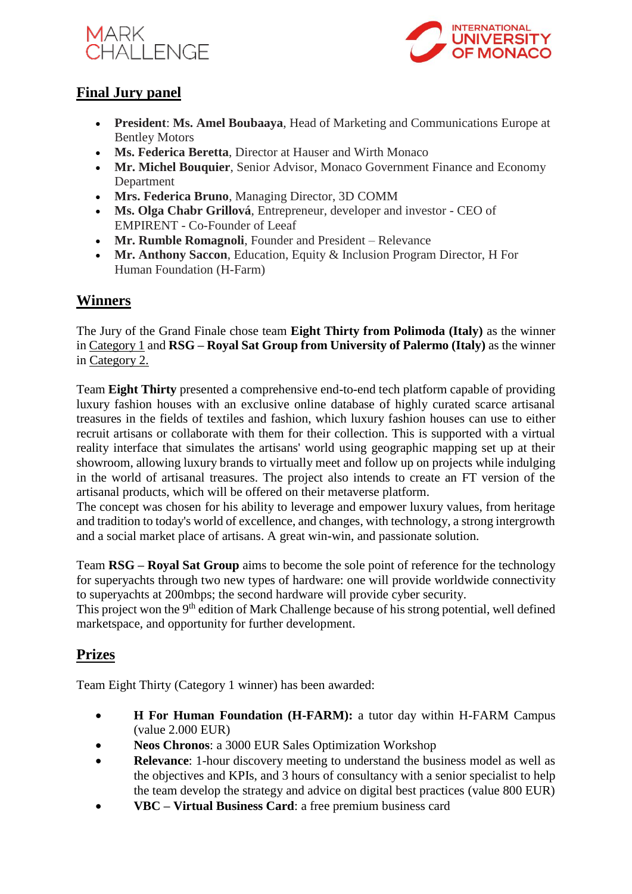## Final Jury panel

- **President**: **Ms. Amel Boubaaya**, Head of Marketing and Communications Europe at Bentley Motors
- **Ms. Federica Beretta**, Director at Hauser and Wirth Monaco
- **Mr. Michel Bouquier**, Senior Advisor, Monaco Government Finance and Economy Department
- **Mrs. Federica Bruno**, Managing Director, 3D COMM
- **Ms. Olga Chabr Grillová**, Entrepreneur, developer and investor - CEO of EMPIRENT - Co-Founder of Leeaf
- **Mr. Rumble Romagnoli**, Founder and President – Relevance
- **Mr. Anthony Saccon**, Education, Equity & Inclusion Program Director, H For Human Foundation (H-Farm)

## Winners

The Jury of the Grand Finale chose team **Eight Thirty from Polimoda (Italy)** as the winner in Category 1 and **RSG – Royal Sat Group from University of Palermo (Italy)** as the winner in Category 2.

Team **Eight Thirty** presented a comprehensive end-to-end tech platform capable of providing luxury fashion houses with an exclusive online database of highly curated scarce artisanal treasures in the fields of textiles and fashion, which luxury fashion houses can use to either recruit artisans or collaborate with them for their collection. This is supported with a virtual reality interface that simulates the artisans' world using geographic mapping set up at their showroom, allowing luxury brands to virtually meet and follow up on projects while indulging in the world of artisanal treasures. The project also intends to create an FT version of the artisanal products, which will be offered on their metaverse platform.
The concept was chosen for his ability to leverage and empower luxury values, from heritage and tradition to today's world of excellence, and changes, with technology, a strong intergrowth and a social market place of artisans. A great win-win, and passionate solution.

Team **RSG – Royal Sat Group** aims to become the sole point of reference for the technology for superyachts through two new types of hardware: one will provide worldwide connectivity to superyachts at 200mbps; the second hardware will provide cyber security.
This project won the 9th edition of Mark Challenge because of his strong potential, well defined marketspace, and opportunity for further development.

## Prizes

Team Eight Thirty (Category 1 winner) has been awarded:

- **H For Human Foundation (H-FARM):** a tutor day within H-FARM Campus (value 2.000 EUR)
- **Neos Chronos**: a 3000 EUR Sales Optimization Workshop
- **Relevance**: 1-hour discovery meeting to understand the business model as well as the objectives and KPIs, and 3 hours of consultancy with a senior specialist to help the team develop the strategy and advice on digital best practices (value 800 EUR)
- **VBC – Virtual Business Card**: a free premium business card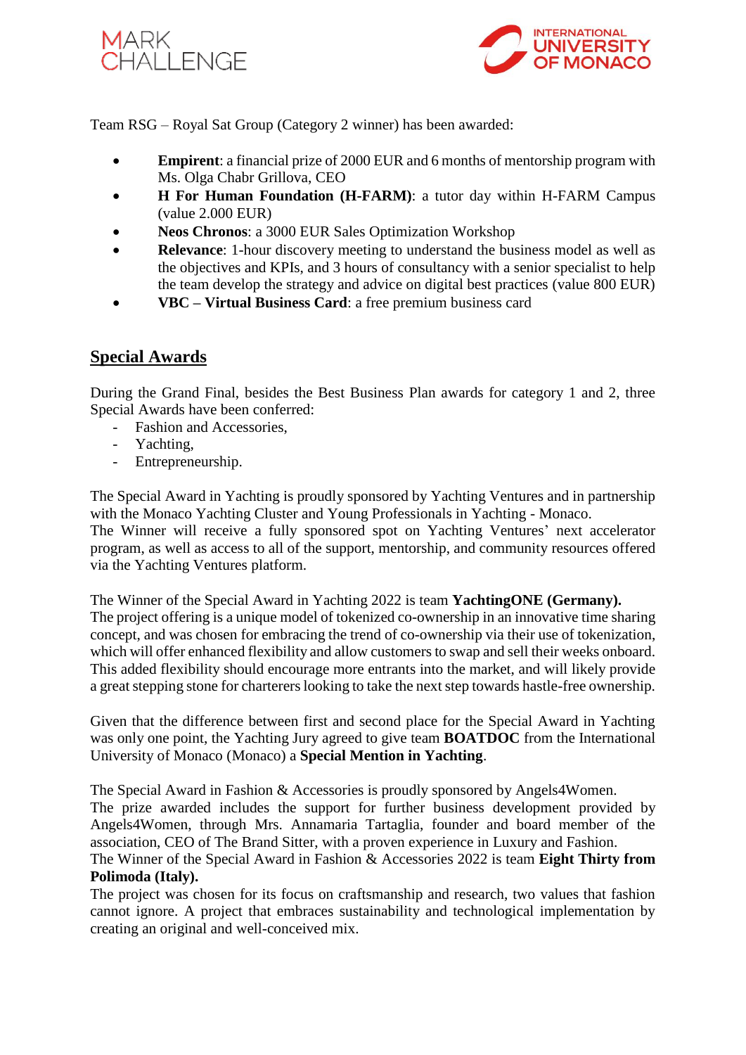Team RSG – Royal Sat Group (Category 2 winner) has been awarded:

- **Empirent**: a financial prize of 2000 EUR and 6 months of mentorship program with Ms. Olga Chabr Grillova, CEO
- **H For Human Foundation (H-FARM)**: a tutor day within H-FARM Campus (value 2.000 EUR)
- **Neos Chronos**: a 3000 EUR Sales Optimization Workshop
- **Relevance**: 1-hour discovery meeting to understand the business model as well as the objectives and KPIs, and 3 hours of consultancy with a senior specialist to help the team develop the strategy and advice on digital best practices (value 800 EUR)
- **VBC – Virtual Business Card**: a free premium business card

## Special Awards

During the Grand Final, besides the Best Business Plan awards for category 1 and 2, three Special Awards have been conferred:

- Fashion and Accessories,
- Yachting,
- Entrepreneurship.

The Special Award in Yachting is proudly sponsored by Yachting Ventures and in partnership with the Monaco Yachting Cluster and Young Professionals in Yachting - Monaco.
The Winner will receive a fully sponsored spot on Yachting Ventures' next accelerator program, as well as access to all of the support, mentorship, and community resources offered via the Yachting Ventures platform.

The Winner of the Special Award in Yachting 2022 is team **YachtingONE (Germany).**
The project offering is a unique model of tokenized co-ownership in an innovative time sharing concept, and was chosen for embracing the trend of co-ownership via their use of tokenization, which will offer enhanced flexibility and allow customers to swap and sell their weeks onboard. This added flexibility should encourage more entrants into the market, and will likely provide a great stepping stone for charterers looking to take the next step towards hastle-free ownership.

Given that the difference between first and second place for the Special Award in Yachting was only one point, the Yachting Jury agreed to give team **BOATDOC** from the International University of Monaco (Monaco) a **Special Mention in Yachting**.

The Special Award in Fashion & Accessories is proudly sponsored by Angels4Women.
The prize awarded includes the support for further business development provided by Angels4Women, through Mrs. Annamaria Tartaglia, founder and board member of the association, CEO of The Brand Sitter, with a proven experience in Luxury and Fashion.
The Winner of the Special Award in Fashion & Accessories 2022 is team **Eight Thirty from Polimoda (Italy).**
The project was chosen for its focus on craftsmanship and research, two values that fashion cannot ignore. A project that embraces sustainability and technological implementation by creating an original and well-conceived mix.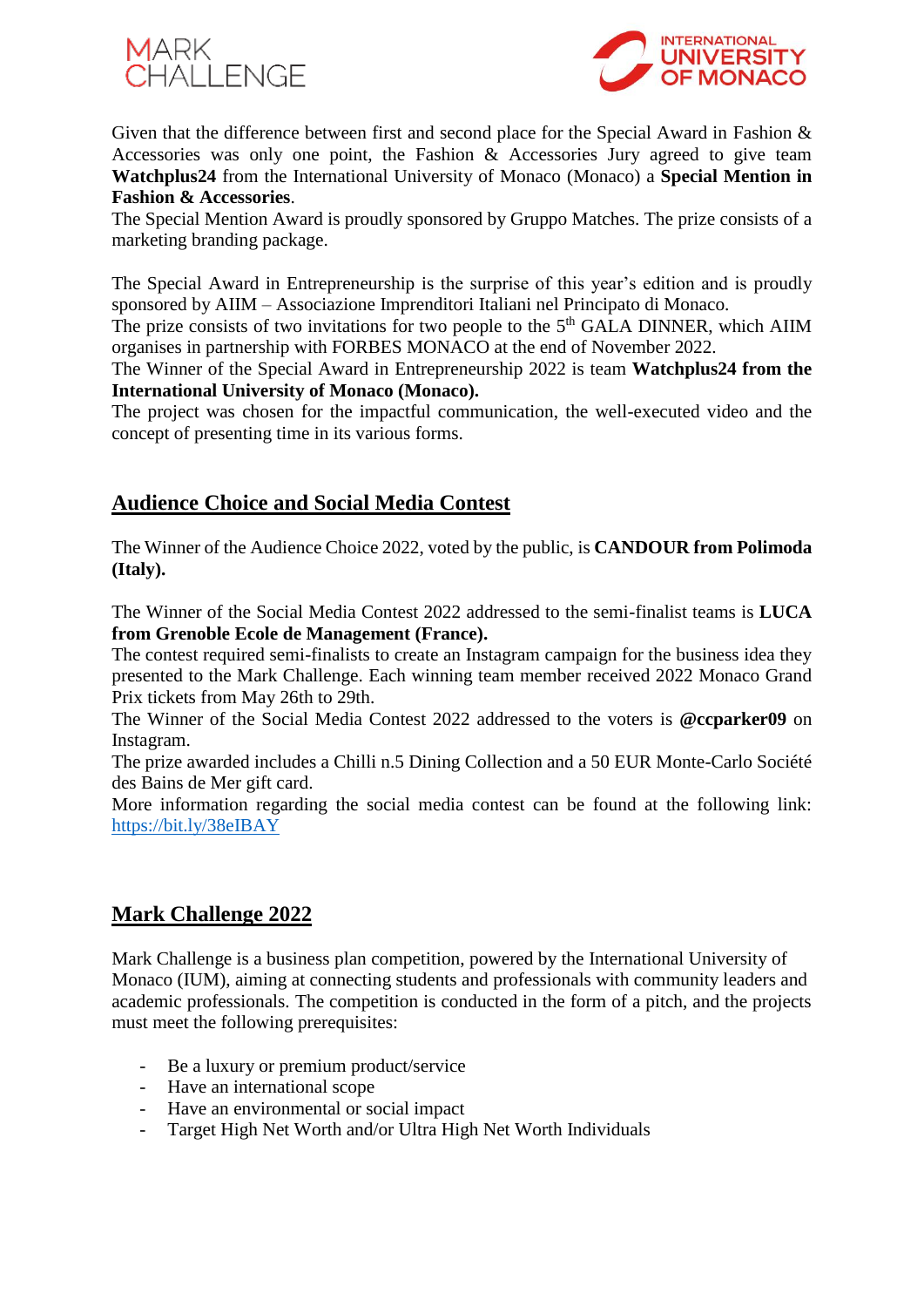Given that the difference between first and second place for the Special Award in Fashion & Accessories was only one point, the Fashion & Accessories Jury agreed to give team **Watchplus24** from the International University of Monaco (Monaco) a **Special Mention in Fashion & Accessories**.
The Special Mention Award is proudly sponsored by Gruppo Matches. The prize consists of a marketing branding package.

The Special Award in Entrepreneurship is the surprise of this year's edition and is proudly sponsored by AIIM – Associazione Imprenditori Italiani nel Principato di Monaco.
The prize consists of two invitations for two people to the 5th GALA DINNER, which AIIM organises in partnership with FORBES MONACO at the end of November 2022.
The Winner of the Special Award in Entrepreneurship 2022 is team **Watchplus24 from the International University of Monaco (Monaco).**
The project was chosen for the impactful communication, the well-executed video and the concept of presenting time in its various forms.

## Audience Choice and Social Media Contest

The Winner of the Audience Choice 2022, voted by the public, is **CANDOUR from Polimoda (Italy).**

The Winner of the Social Media Contest 2022 addressed to the semi-finalist teams is **LUCA from Grenoble Ecole de Management (France).**
The contest required semi-finalists to create an Instagram campaign for the business idea they presented to the Mark Challenge. Each winning team member received 2022 Monaco Grand Prix tickets from May 26th to 29th.
The Winner of the Social Media Contest 2022 addressed to the voters is **@ccparker09** on Instagram.
The prize awarded includes a Chilli n.5 Dining Collection and a 50 EUR Monte-Carlo Société des Bains de Mer gift card.
More information regarding the social media contest can be found at the following link: [https://bit.ly/38eIBAY](https://bit.ly/38eIBAY)

## Mark Challenge 2022

Mark Challenge is a business plan competition, powered by the International University of Monaco (IUM), aiming at connecting students and professionals with community leaders and academic professionals. The competition is conducted in the form of a pitch, and the projects must meet the following prerequisites:

- Be a luxury or premium product/service
- Have an international scope
- Have an environmental or social impact
- Target High Net Worth and/or Ultra High Net Worth Individuals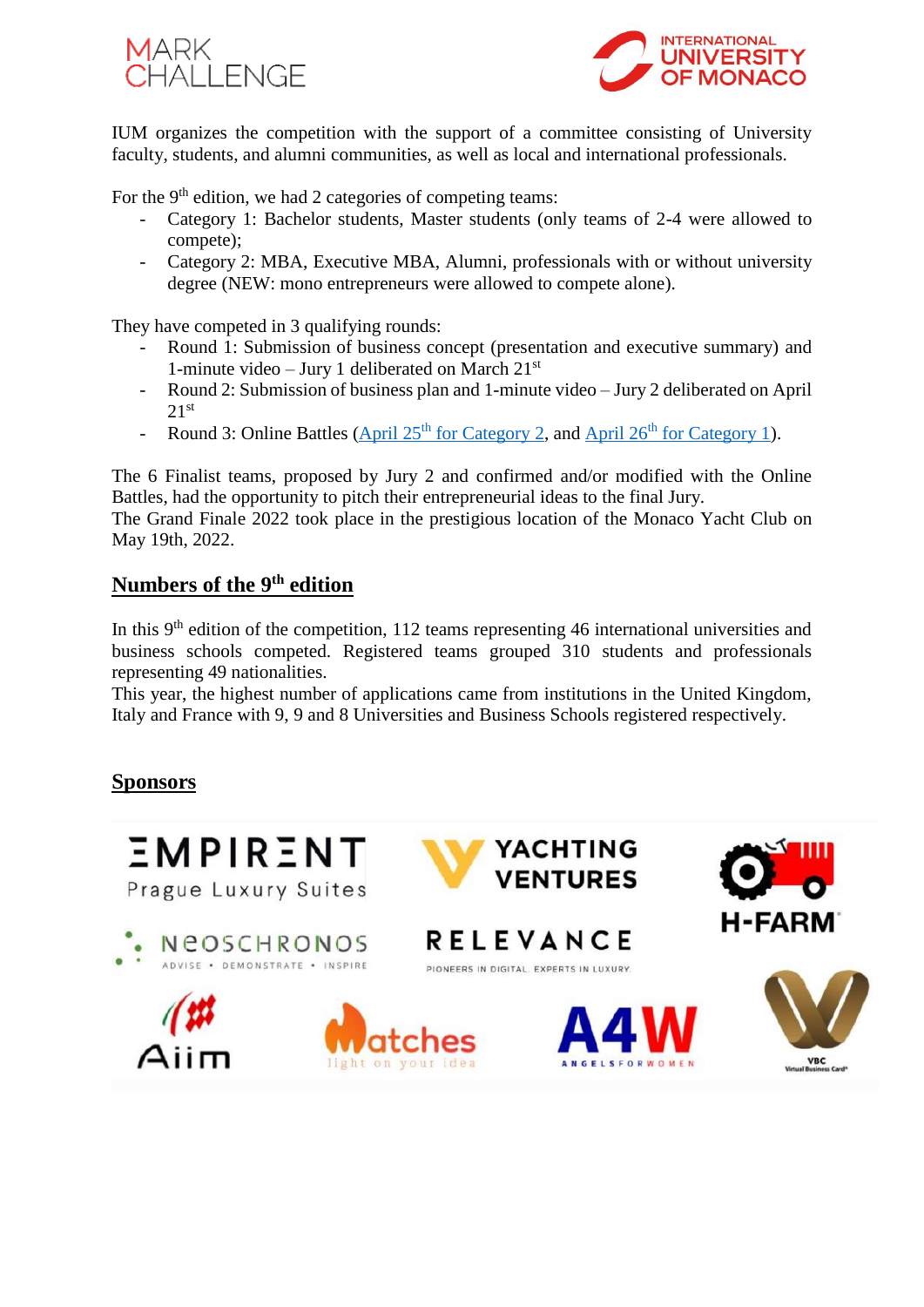IUM organizes the competition with the support of a committee consisting of University faculty, students, and alumni communities, as well as local and international professionals.

For the 9th edition, we had 2 categories of competing teams:

- Category 1: Bachelor students, Master students (only teams of 2-4 were allowed to compete);
- Category 2: MBA, Executive MBA, Alumni, professionals with or without university degree (NEW: mono entrepreneurs were allowed to compete alone).

They have competed in 3 qualifying rounds:

- Round 1: Submission of business concept (presentation and executive summary) and 1-minute video – Jury 1 deliberated on March 21st
- Round 2: Submission of business plan and 1-minute video – Jury 2 deliberated on April 21st
- Round 3: Online Battles (April 25th for Category 2, and April 26th for Category 1).

The 6 Finalist teams, proposed by Jury 2 and confirmed and/or modified with the Online Battles, had the opportunity to pitch their entrepreneurial ideas to the final Jury.
The Grand Finale 2022 took place in the prestigious location of the Monaco Yacht Club on May 19th, 2022.

## Numbers of the 9th edition

In this 9th edition of the competition, 112 teams representing 46 international universities and business schools competed. Registered teams grouped 310 students and professionals representing 49 nationalities.
This year, the highest number of applications came from institutions in the United Kingdom, Italy and France with 9, 9 and 8 Universities and Business Schools registered respectively.

## Sponsors

EMPIRENT Prague Luxury Suites

YACHTING VENTURES

H-FARM

NEOSCHRONOS ADVISE • DEMONSTRATE • INSPIRE

RELEVANCE PIONEERS IN DIGITAL. EXPERTS IN LUXURY.

Aiim

Matches light on your idea

A4W ANGELSFORWOMEN

VBC Virtual Business Card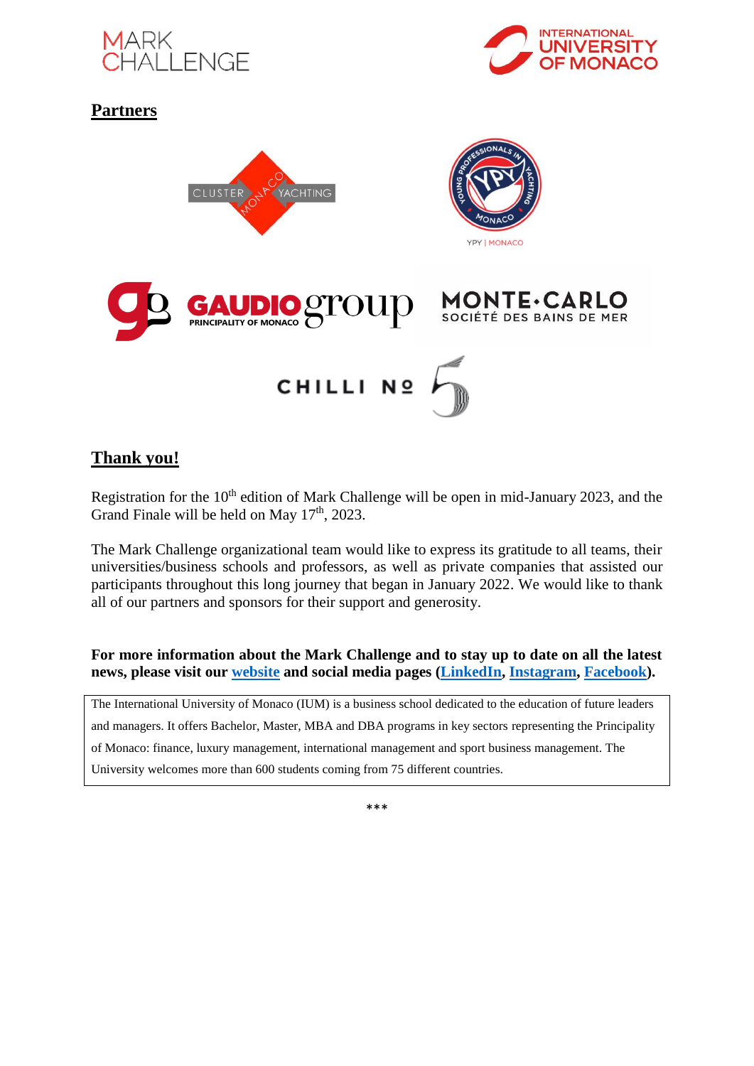## Partners

## Thank you!

Registration for the 10th edition of Mark Challenge will be open in mid-January 2023, and the Grand Finale will be held on May 17th, 2023.

The Mark Challenge organizational team would like to express its gratitude to all teams, their universities/business schools and professors, as well as private companies that assisted our participants throughout this long journey that began in January 2022. We would like to thank all of our partners and sponsors for their support and generosity.

**For more information about the Mark Challenge and to stay up to date on all the latest news, please visit our website and social media pages (LinkedIn, Instagram, Facebook).**

| |
|---|
| The International University of Monaco (IUM) is a business school dedicated to the education of future leaders and managers. It offers Bachelor, Master, MBA and DBA programs in key sectors representing the Principality of Monaco: finance, luxury management, international management and sport business management. The University welcomes more than 600 students coming from 75 different countries. |

***